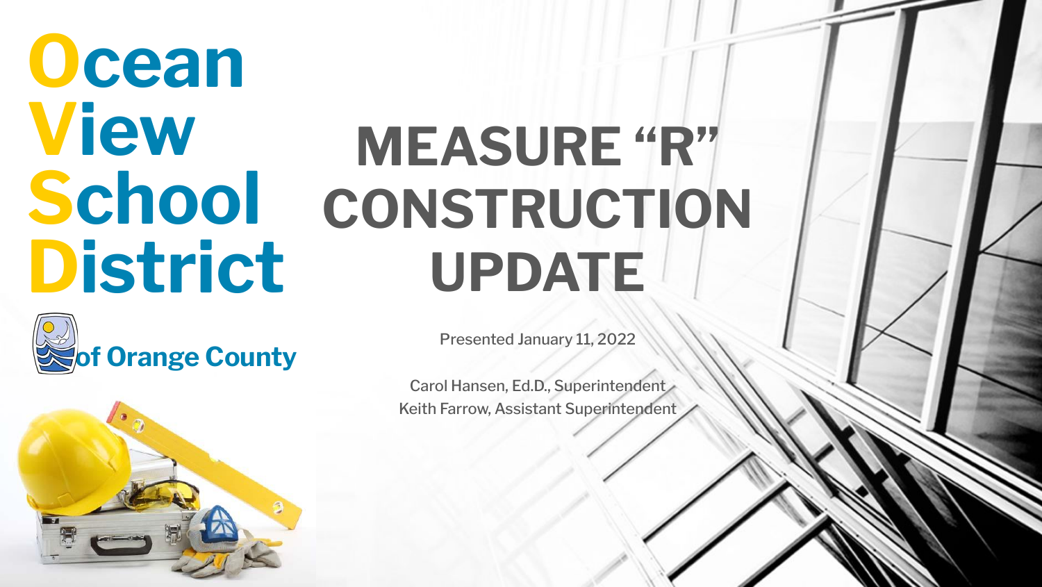Ocean View School District of Orange County

# MEASURE "R" CONSTRUCTION UPDATE

Presented January 11, 2022

Carol Hansen, Ed.D., Superintendent
Keith Farrow, Assistant Superintendent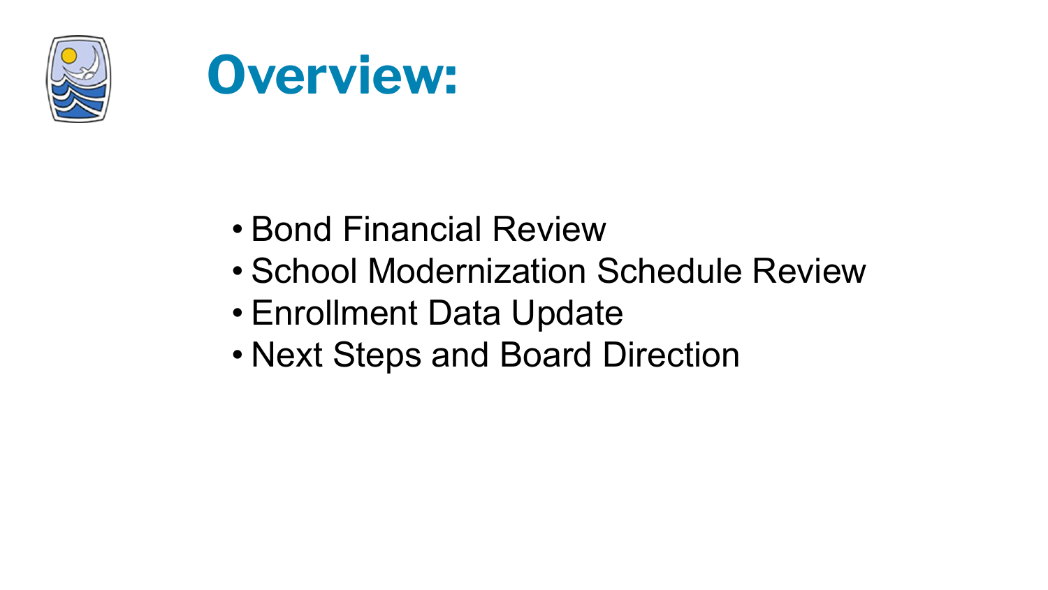# Overview:

- Bond Financial Review
- School Modernization Schedule Review
- Enrollment Data Update
- Next Steps and Board Direction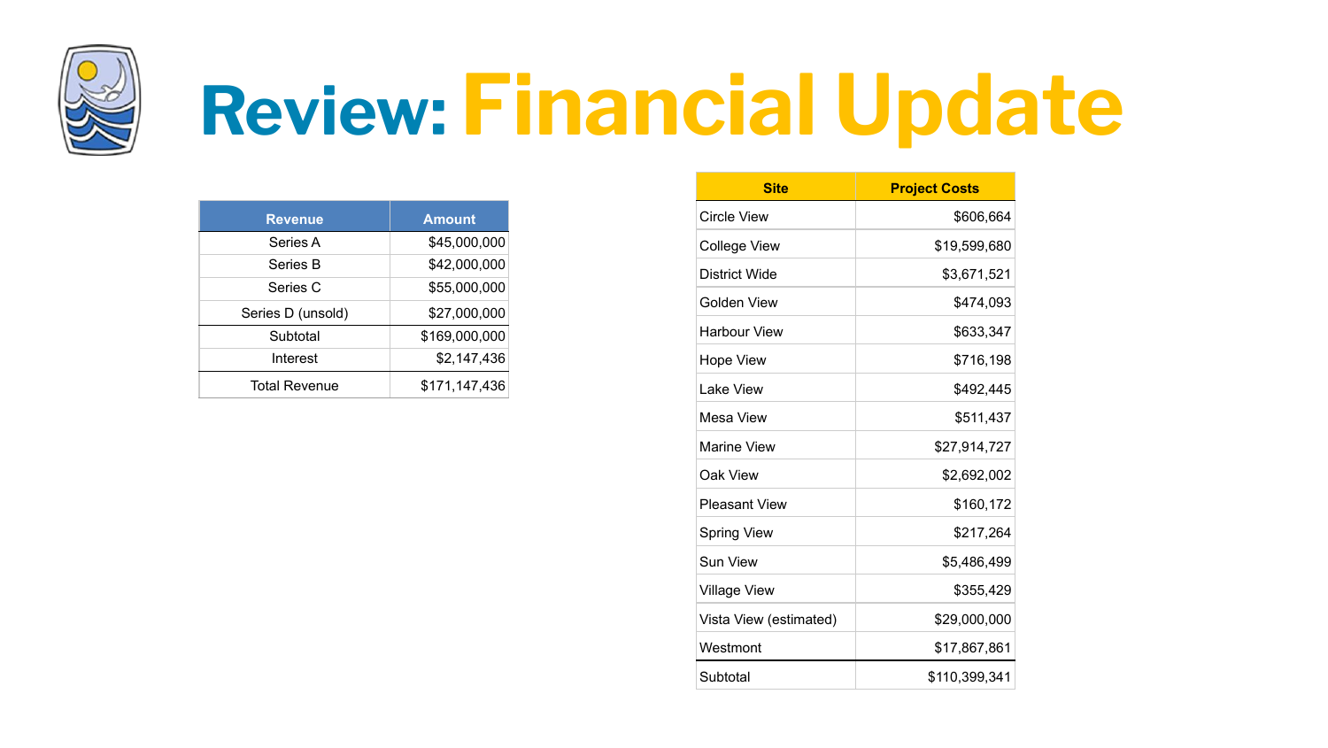# Review: Financial Update

| Revenue | Amount |
|---|---|
| Series A | $45,000,000 |
| Series B | $42,000,000 |
| Series C | $55,000,000 |
| Series D (unsold) | $27,000,000 |
| Subtotal | $169,000,000 |
| Interest | $2,147,436 |
| Total Revenue | $171,147,436 |

| Site | Project Costs |
|---|---|
| Circle View | $606,664 |
| College View | $19,599,680 |
| District Wide | $3,671,521 |
| Golden View | $474,093 |
| Harbour View | $633,347 |
| Hope View | $716,198 |
| Lake View | $492,445 |
| Mesa View | $511,437 |
| Marine View | $27,914,727 |
| Oak View | $2,692,002 |
| Pleasant View | $160,172 |
| Spring View | $217,264 |
| Sun View | $5,486,499 |
| Village View | $355,429 |
| Vista View (estimated) | $29,000,000 |
| Westmont | $17,867,861 |
| Subtotal | $110,399,341 |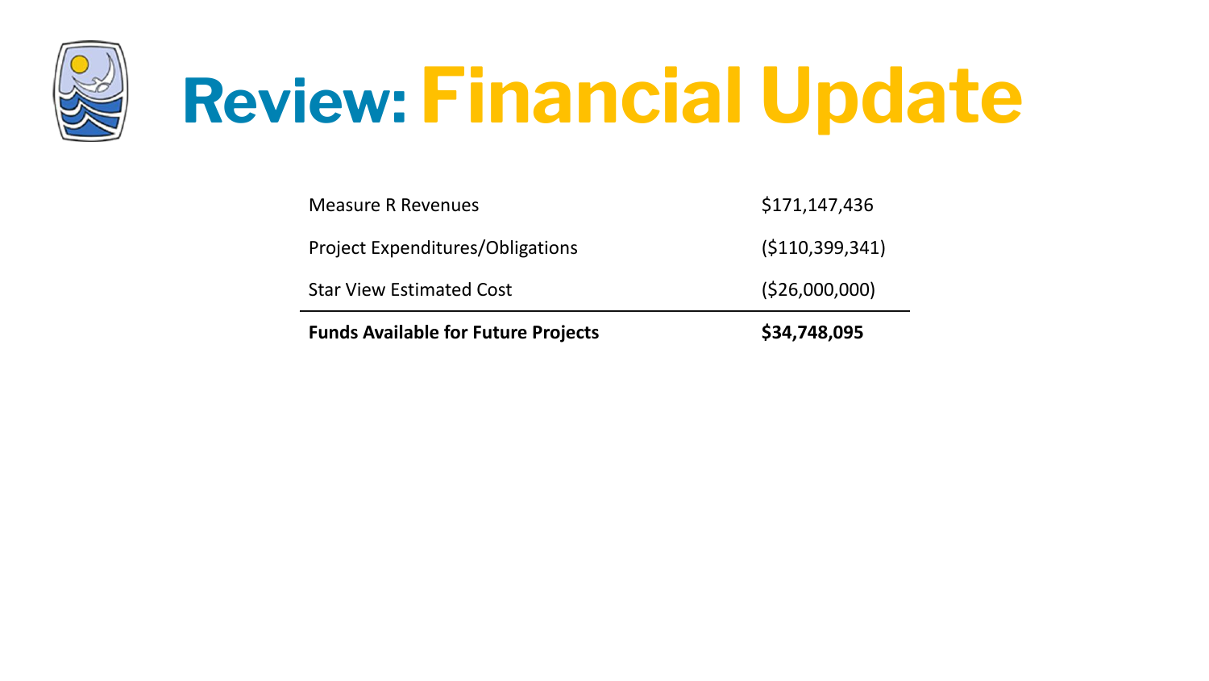# Review: Financial Update

| | |
|---|---|
| Measure R Revenues | $171,147,436 |
| Project Expenditures/Obligations | ($110,399,341) |
| Star View Estimated Cost | ($26,000,000) |
| **Funds Available for Future Projects** | **$34,748,095** |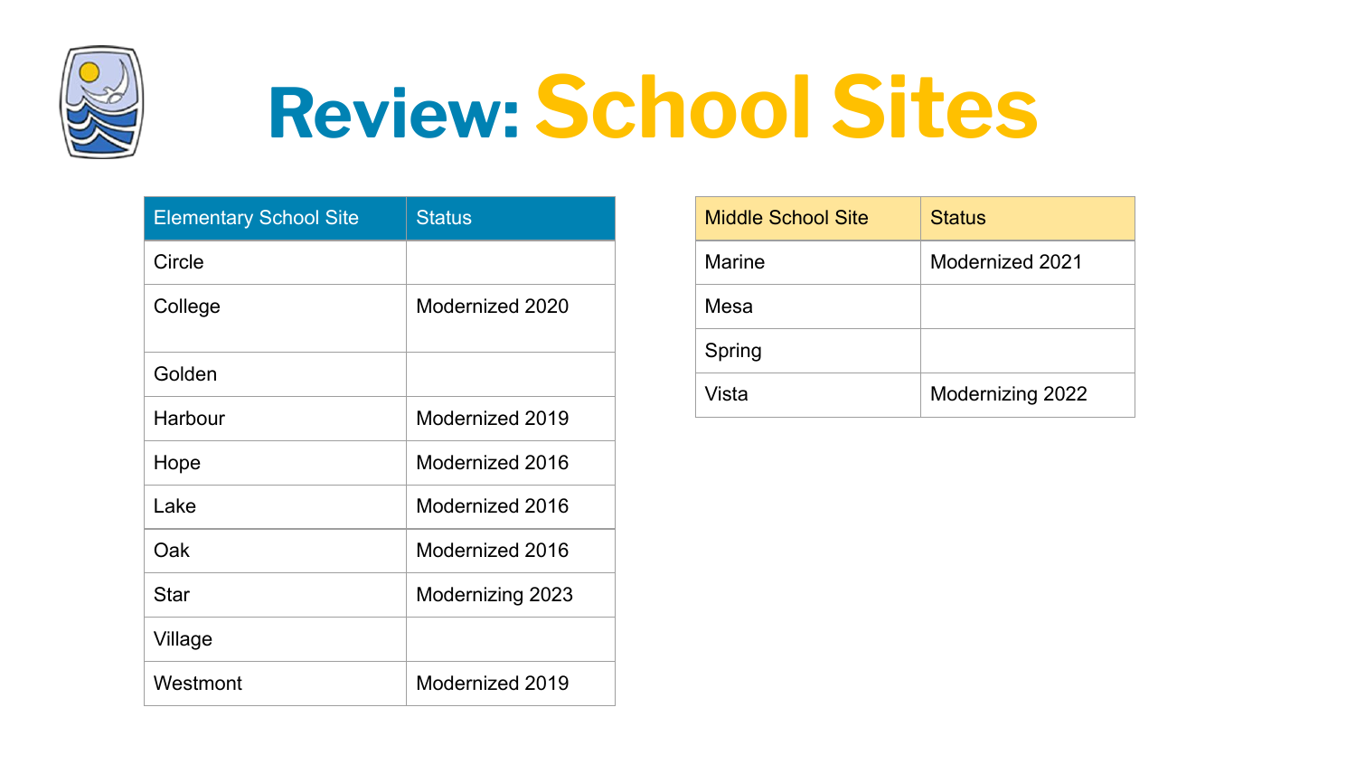# Review: School Sites

| Elementary School Site | Status |
| --- | --- |
| Circle | |
| College | Modernized 2020 |
| Golden | |
| Harbour | Modernized 2019 |
| Hope | Modernized 2016 |
| Lake | Modernized 2016 |
| Oak | Modernized 2016 |
| Star | Modernizing 2023 |
| Village | |
| Westmont | Modernized 2019 |

| Middle School Site | Status |
| --- | --- |
| Marine | Modernized 2021 |
| Mesa | |
| Spring | |
| Vista | Modernizing 2022 |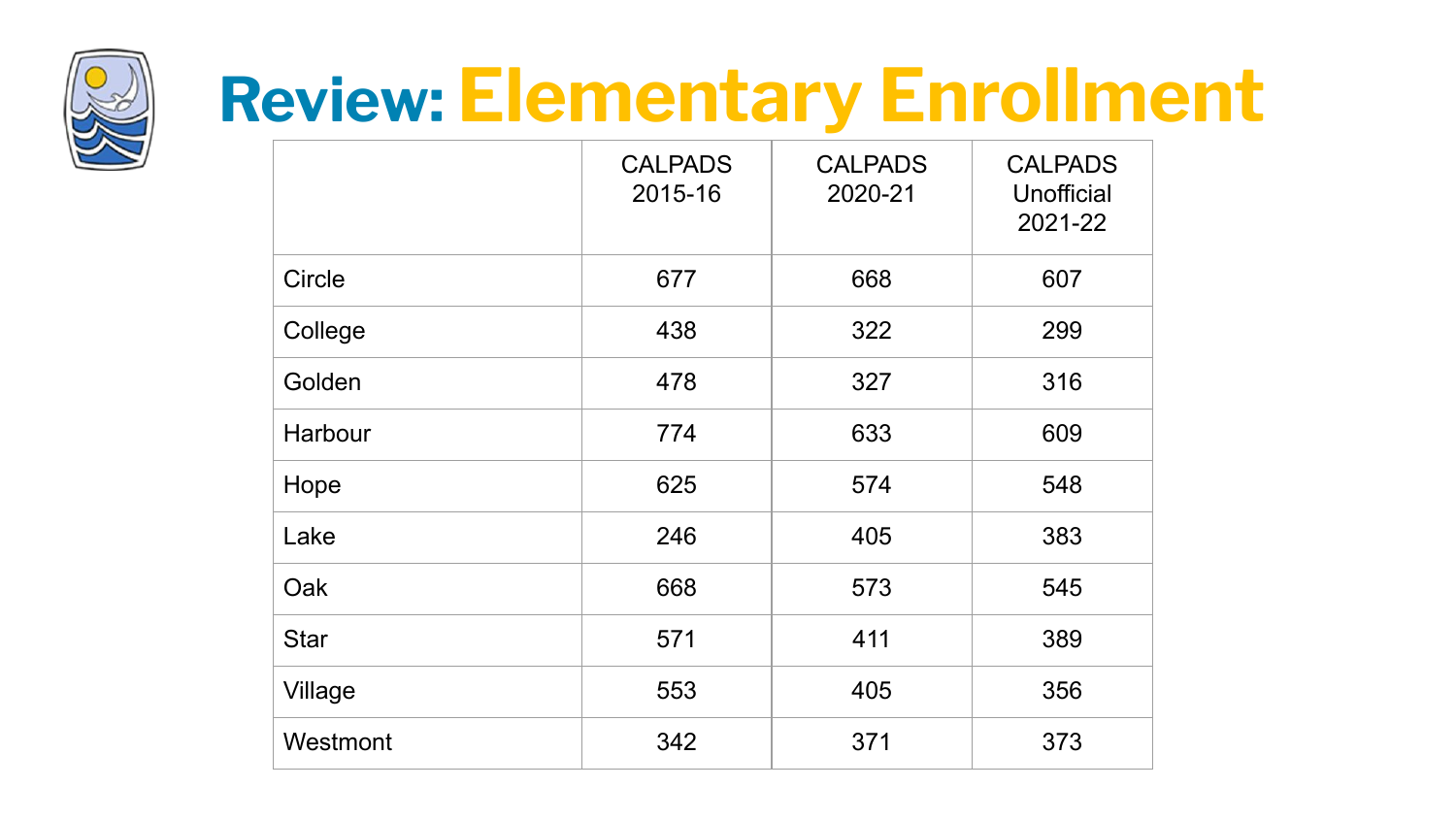# Review: Elementary Enrollment

| | CALPADS 2015-16 | CALPADS 2020-21 | CALPADS Unofficial 2021-22 |
|---|---|---|---|
| Circle | 677 | 668 | 607 |
| College | 438 | 322 | 299 |
| Golden | 478 | 327 | 316 |
| Harbour | 774 | 633 | 609 |
| Hope | 625 | 574 | 548 |
| Lake | 246 | 405 | 383 |
| Oak | 668 | 573 | 545 |
| Star | 571 | 411 | 389 |
| Village | 553 | 405 | 356 |
| Westmont | 342 | 371 | 373 |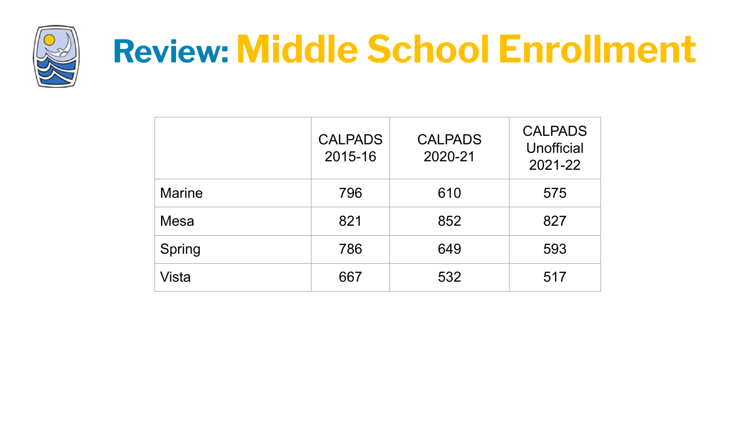# Review: Middle School Enrollment

| | CALPADS 2015-16 | CALPADS 2020-21 | CALPADS Unofficial 2021-22 |
|---|---|---|---|
| Marine | 796 | 610 | 575 |
| Mesa | 821 | 852 | 827 |
| Spring | 786 | 649 | 593 |
| Vista | 667 | 532 | 517 |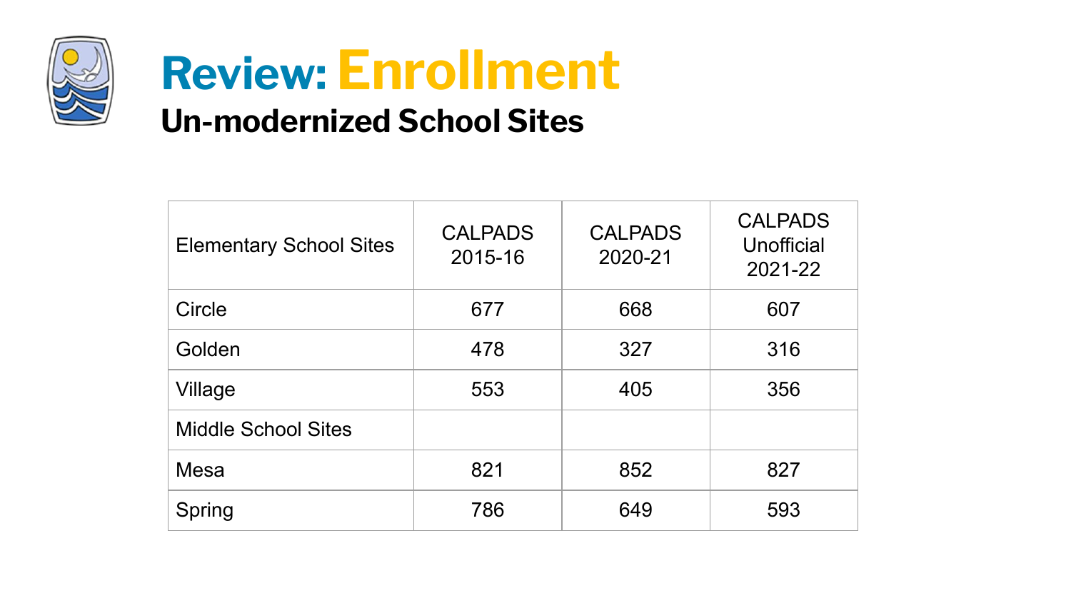# Review: Enrollment

## Un-modernized School Sites

| Elementary School Sites | CALPADS 2015-16 | CALPADS 2020-21 | CALPADS Unofficial 2021-22 |
|---|---|---|---|
| Circle | 677 | 668 | 607 |
| Golden | 478 | 327 | 316 |
| Village | 553 | 405 | 356 |
| Middle School Sites | | | |
| Mesa | 821 | 852 | 827 |
| Spring | 786 | 649 | 593 |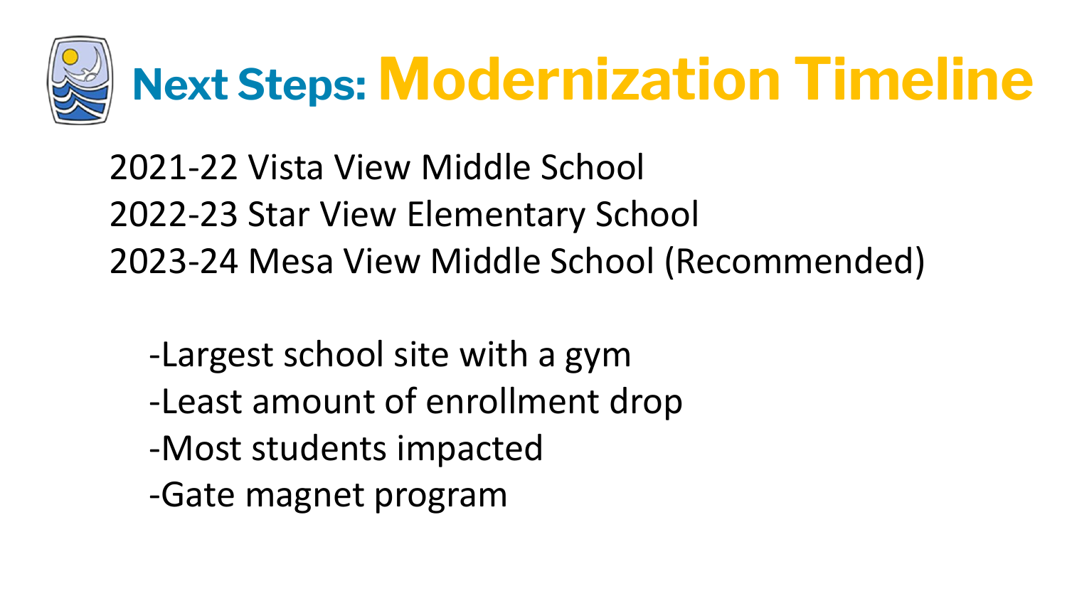# Next Steps: Modernization Timeline

2021-22 Vista View Middle School
2022-23 Star View Elementary School
2023-24 Mesa View Middle School (Recommended)

- -Largest school site with a gym
- -Least amount of enrollment drop
- -Most students impacted
- -Gate magnet program